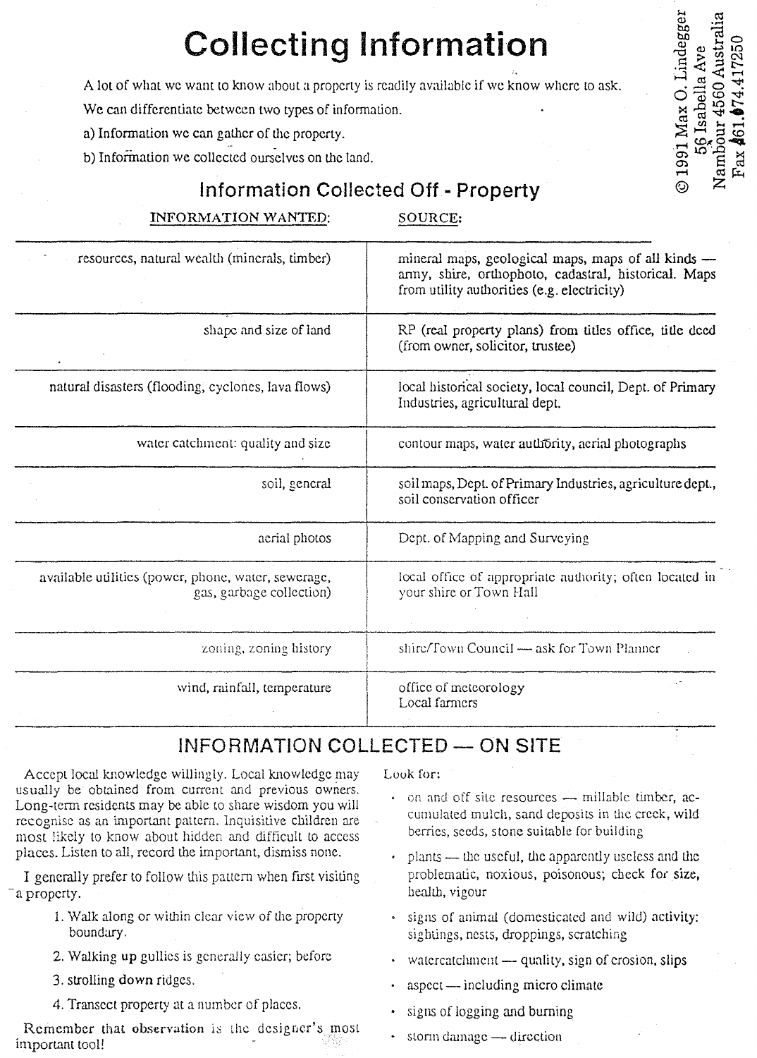# Collecting Information

A lot of what we want to know about a property is readily available if we know where to ask.

We can differentiate between two types of information.

a) Information we can gather of the property.

b) Information we collected ourselves on the land.

© 1991 Max O. Lindegger
56 Isabella Ave
Nambour 4560 Australia
Fax 61.674.417250

## Information Collected Off - Property

| INFORMATION WANTED: | SOURCE: |
|---|---|
| resources, natural wealth (minerals, timber) | mineral maps, geological maps, maps of all kinds — army, shire, orthophoto, cadastral, historical. Maps from utility authorities (e.g. electricity) |
| shape and size of land | RP (real property plans) from titles office, title deed (from owner, solicitor, trustee) |
| natural disasters (flooding, cyclones, lava flows) | local historical society, local council, Dept. of Primary Industries, agricultural dept. |
| water catchment: quality and size | contour maps, water authority, aerial photographs |
| soil, general | soil maps, Dept. of Primary Industries, agriculture dept., soil conservation officer |
| aerial photos | Dept. of Mapping and Surveying |
| available utilities (power, phone, water, sewerage, gas, garbage collection) | local office of appropriate authority; often located in your shire or Town Hall |
| zoning, zoning history | shire/Town Council — ask for Town Planner |
| wind, rainfall, temperature | office of meteorology<br>Local farmers |

## INFORMATION COLLECTED — ON SITE

Accept local knowledge willingly. Local knowledge may usually be obtained from current and previous owners. Long-term residents may be able to share wisdom you will recognise as an important pattern. Inquisitive children are most likely to know about hidden and difficult to access places. Listen to all, record the important, dismiss none.

I generally prefer to follow this pattern when first visiting a property.

1. Walk along or within clear view of the property boundary.
2. Walking **up** gullies is generally easier; before
3. strolling **down** ridges.
4. Transect property at a number of places.

Remember that **observation** is the designer's most important tool!

Look for:

- on and off site resources — millable timber, accumulated mulch, sand deposits in the creek, wild berries, seeds, stone suitable for building
- plants — the useful, the apparently useless and the problematic, noxious, poisonous; check for size, health, vigour
- signs of animal (domesticated and wild) activity: sightings, nests, droppings, scratching
- watercatchment — quality, sign of erosion, slips
- aspect — including micro climate
- signs of logging and burning
- storm damage — direction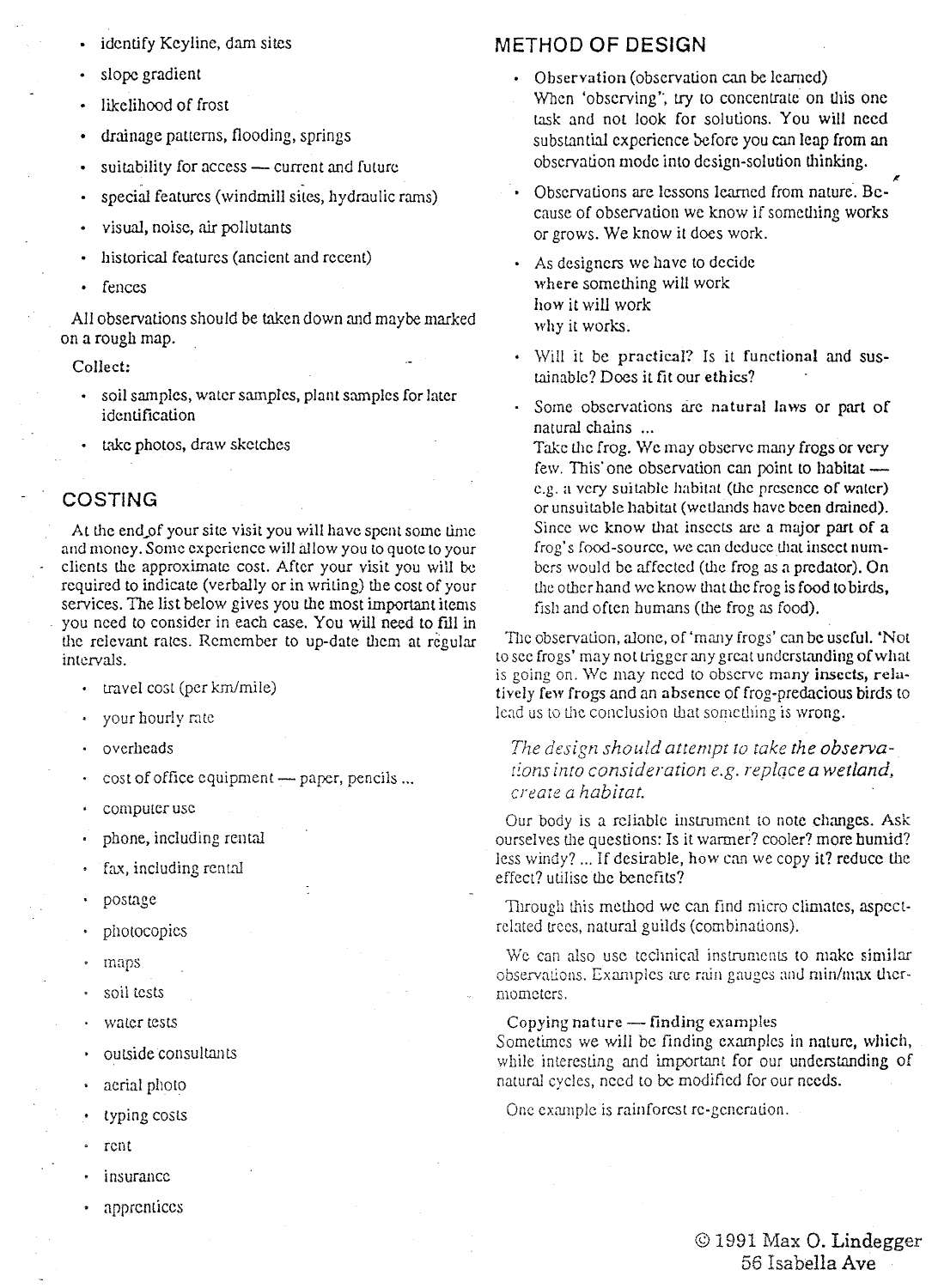- identify Keyline, dam sites
- slope gradient
- likelihood of frost
- drainage patterns, flooding, springs
- suitability for access — current and future
- special features (windmill sites, hydraulic rams)
- visual, noise, air pollutants
- historical features (ancient and recent)
- fences

All observations should be taken down and maybe marked on a rough map.

Collect:

- soil samples, water samples, plant samples for later identification
- take photos, draw sketches

## COSTING

At the end of your site visit you will have spent some time and money. Some experience will allow you to quote to your clients the approximate cost. After your visit you will be required to indicate (verbally or in writing) the cost of your services. The list below gives you the most important items you need to consider in each case. You will need to fill in the relevant rates. Remember to up-date them at regular intervals.

- travel cost (per km/mile)
- your hourly rate
- overheads
- cost of office equipment — paper, pencils ...
- computer use
- phone, including rental
- fax, including rental
- postage
- photocopies
- maps
- soil tests
- water tests
- outside consultants
- aerial photo
- typing costs
- rent
- insurance
- apprentices

## METHOD OF DESIGN

- **Observation** (observation can be learned)
  When 'observing', try to concentrate on this one task and not look for solutions. You will need substantial experience before you can leap from an observation mode into design-solution thinking.
- Observations are lessons learned from nature. Because of observation we know if something works or grows. We know it does work.
- As designers we have to decide
  **where** something will work
  **how** it will work
  **why** it works.
- Will it be **practical**? Is it **functional** and sustainable? Does it fit our **ethics**?
- Some observations are **natural laws** or part of natural chains ...
  Take the frog. We may observe many frogs or very few. This one observation can point to habitat — e.g. a very suitable habitat (the presence of water) or unsuitable habitat (wetlands have been drained). Since we know that insects are a major part of a frog's food-source, we can deduce that insect numbers would be affected (the frog as a predator). On the other hand we know that the frog is food to birds, fish and often humans (the frog as food).

The observation, alone, of 'many frogs' can be useful. 'Not to see frogs' may not trigger any great understanding of what is going on. We may need to observe **many insects, relatively few frogs** and an **absence of frog-predacious birds** to lead us to the conclusion that something is wrong.

> *The design should attempt to take the **observations** into consideration e.g. **replace a wetland, create a habitat.***

Our body is a reliable instrument to note changes. Ask ourselves the questions: Is it warmer? cooler? more humid? less windy? ... If desirable, how can we copy it? reduce the effect? utilise the benefits?

Through this method we can find micro climates, aspect-related trees, natural guilds (combinations).

We can also use technical instruments to make similar observations. Examples are rain gauges and min/max thermometers.

**Copying nature — finding examples**
Sometimes we will be finding examples in nature, which, while interesting and important for our understanding of natural cycles, need to be modified for our needs.

One example is rainforest re-generation.

© 1991 Max O. Lindegger
56 Isabella Ave